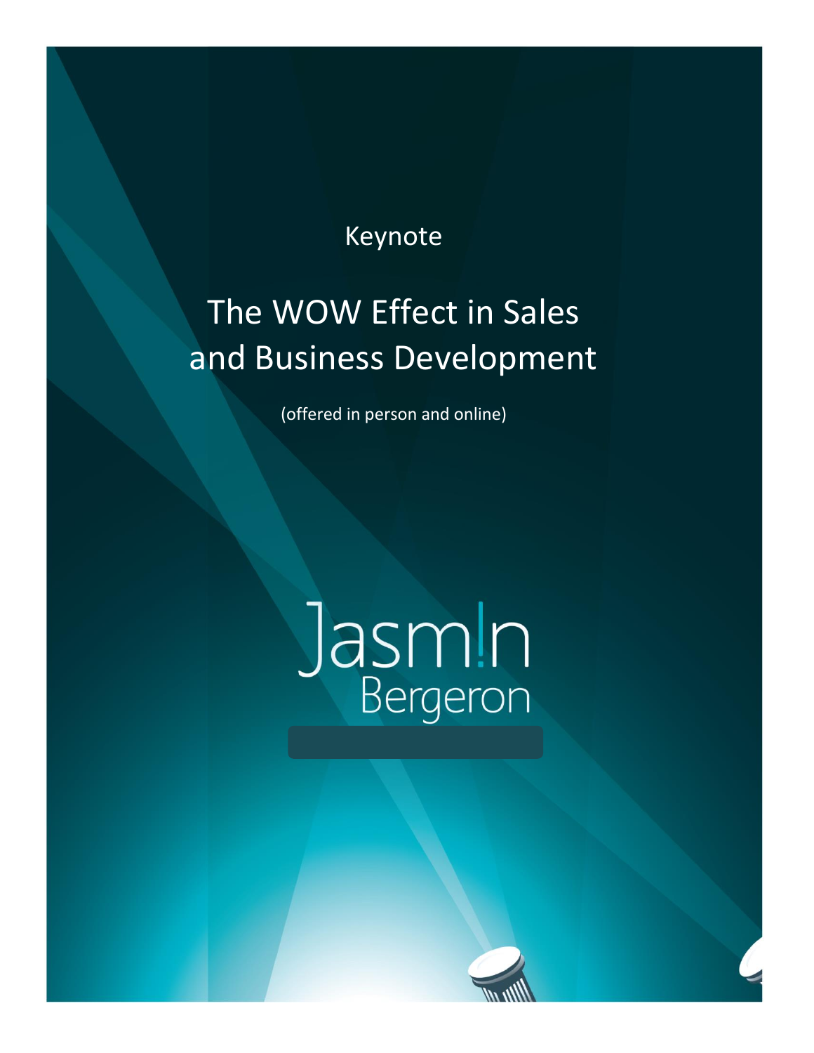Keynote

# The WOW Effect in Sales and Business Development

(offered in person and online)

Jasm!n Bergeron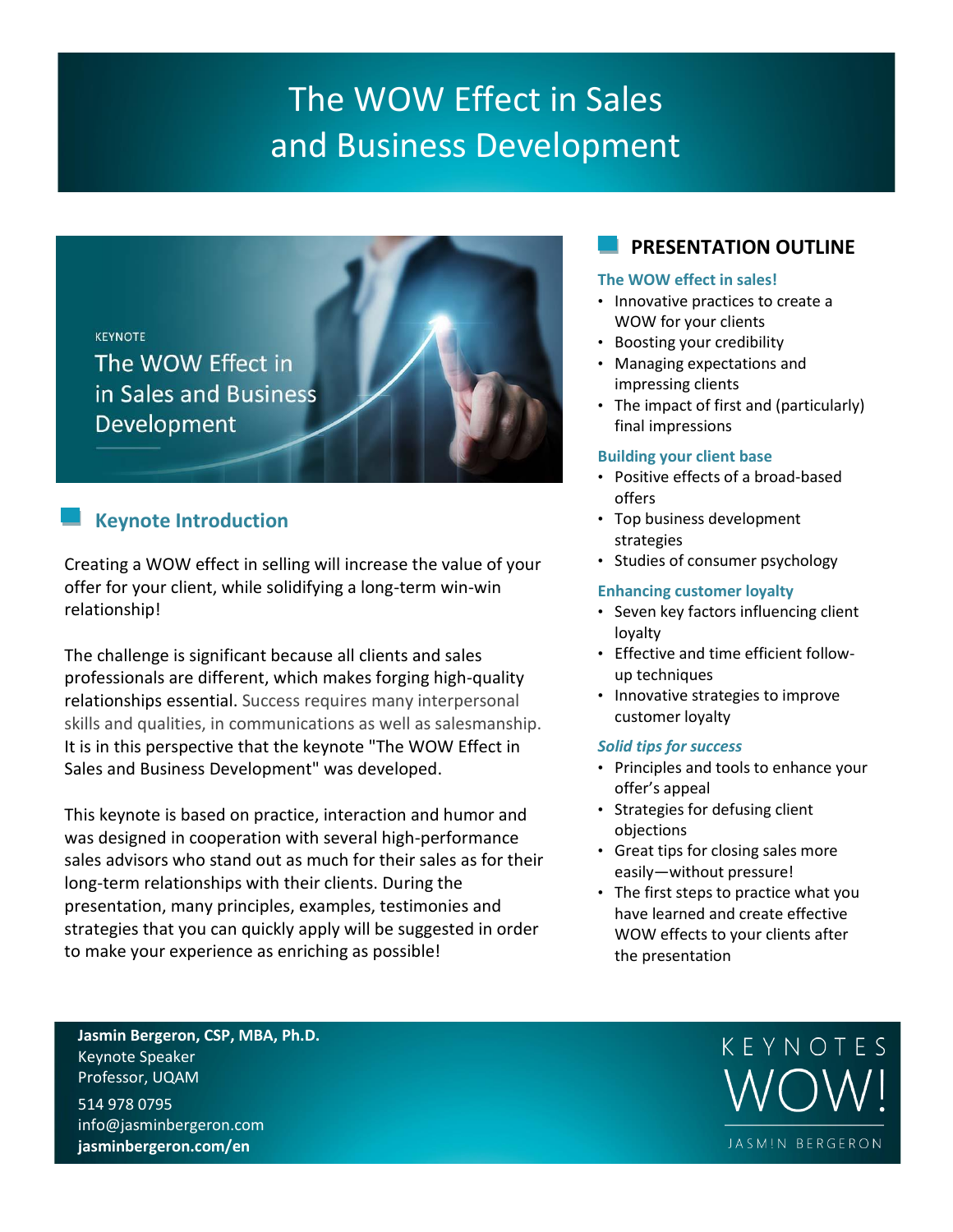# The WOW Effect in Sales and Business Development

KEYNOTE

The WOW Effect in in Sales and Business Development

## Keynote Introduction

Creating a WOW effect in selling will increase the value of your offer for your client, while solidifying a long-term win-win relationship!

The challenge is significant because all clients and sales professionals are different, which makes forging high-quality relationships essential. Success requires many interpersonal skills and qualities, in communications as well as salesmanship. It is in this perspective that the keynote "The WOW Effect in Sales and Business Development" was developed.

This keynote is based on practice, interaction and humor and was designed in cooperation with several high-performance sales advisors who stand out as much for their sales as for their long-term relationships with their clients. During the presentation, many principles, examples, testimonies and strategies that you can quickly apply will be suggested in order to make your experience as enriching as possible!

## PRESENTATION OUTLINE

### The WOW effect in sales!

- Innovative practices to create a WOW for your clients
- Boosting your credibility
- Managing expectations and impressing clients
- The impact of first and (particularly) final impressions

### Building your client base

- Positive effects of a broad-based offers
- Top business development strategies
- Studies of consumer psychology

### Enhancing customer loyalty

- Seven key factors influencing client loyalty
- Effective and time efficient follow-up techniques
- Innovative strategies to improve customer loyalty

### *Solid tips for success*

- Principles and tools to enhance your offer's appeal
- Strategies for defusing client objections
- Great tips for closing sales more easily—without pressure!
- The first steps to practice what you have learned and create effective WOW effects to your clients after the presentation

**Jasmin Bergeron, CSP, MBA, Ph.D.**
Keynote Speaker
Professor, UQAM

514 978 0795
info@jasminbergeron.com
**jasminbergeron.com/en**

KEYNOTES WOW! JASMIN BERGERON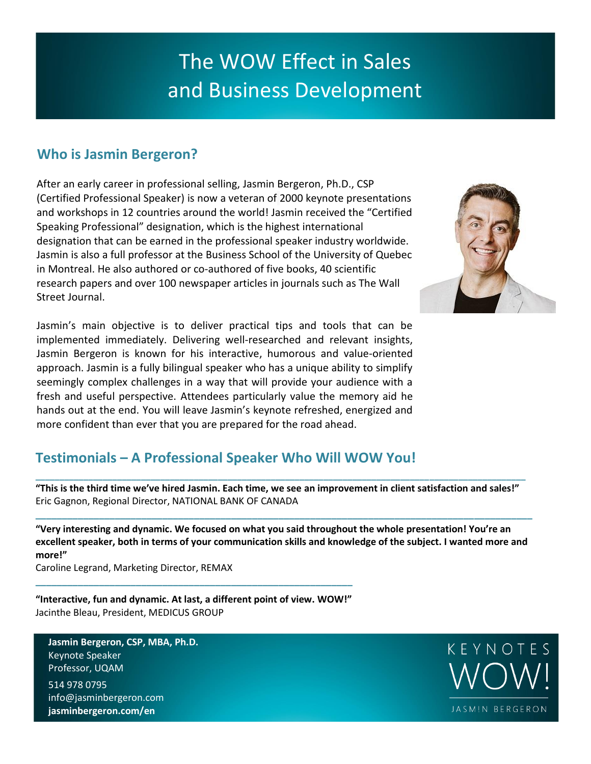# The WOW Effect in Sales and Business Development

## Who is Jasmin Bergeron?

After an early career in professional selling, Jasmin Bergeron, Ph.D., CSP (Certified Professional Speaker) is now a veteran of 2000 keynote presentations and workshops in 12 countries around the world! Jasmin received the "Certified Speaking Professional" designation, which is the highest international designation that can be earned in the professional speaker industry worldwide. Jasmin is also a full professor at the Business School of the University of Quebec in Montreal. He also authored or co-authored of five books, 40 scientific research papers and over 100 newspaper articles in journals such as The Wall Street Journal.

Jasmin's main objective is to deliver practical tips and tools that can be implemented immediately. Delivering well-researched and relevant insights, Jasmin Bergeron is known for his interactive, humorous and value-oriented approach. Jasmin is a fully bilingual speaker who has a unique ability to simplify seemingly complex challenges in a way that will provide your audience with a fresh and useful perspective. Attendees particularly value the memory aid he hands out at the end. You will leave Jasmin's keynote refreshed, energized and more confident than ever that you are prepared for the road ahead.

## Testimonials – A Professional Speaker Who Will WOW You!

---

**"This is the third time we've hired Jasmin. Each time, we see an improvement in client satisfaction and sales!"**
Eric Gagnon, Regional Director, NATIONAL BANK OF CANADA

---

**"Very interesting and dynamic. We focused on what you said throughout the whole presentation! You're an excellent speaker, both in terms of your communication skills and knowledge of the subject. I wanted more and more!"**
Caroline Legrand, Marketing Director, REMAX

---

**"Interactive, fun and dynamic. At last, a different point of view. WOW!"**
Jacinthe Bleau, President, MEDICUS GROUP

**Jasmin Bergeron, CSP, MBA, Ph.D.**
Keynote Speaker
Professor, UQAM

514 978 0795
info@jasminbergeron.com
**jasminbergeron.com/en**

KEYNOTES WOW! JASMIN BERGERON